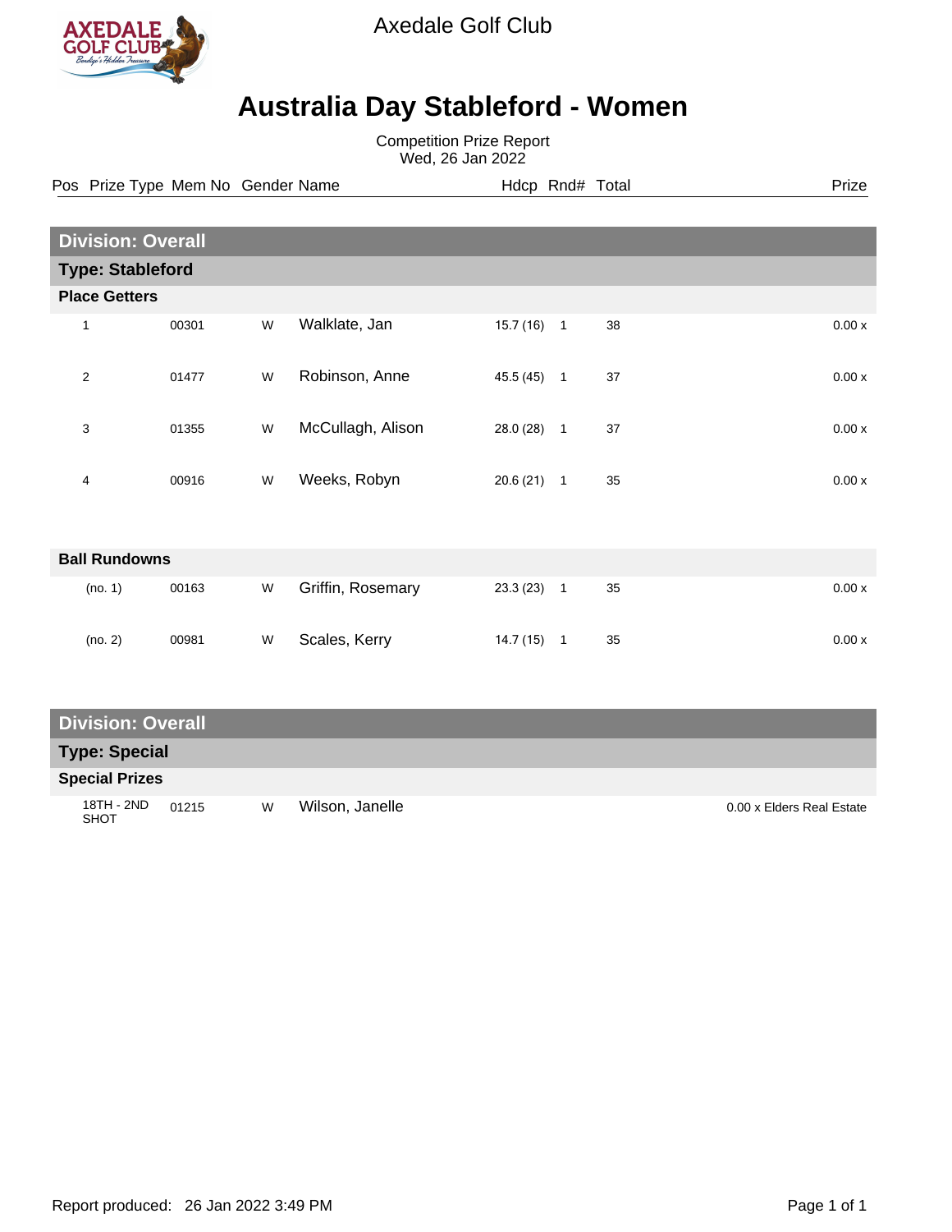Axedale Golf Club

# Australia Day Stableford - Women

Competition Prize Report
Wed, 26 Jan 2022

## Division: Overall

### Type: Stableford

#### Place Getters

| Pos | Prize Type | Mem No | Gender | Name | Hdcp | Rnd# | Total | Prize |
|---|---|---|---|---|---|---|---|---|
| 1 | | 00301 | W | Walklate, Jan | 15.7 (16) | 1 | 38 | 0.00 x |
| 2 | | 01477 | W | Robinson, Anne | 45.5 (45) | 1 | 37 | 0.00 x |
| 3 | | 01355 | W | McCullagh, Alison | 28.0 (28) | 1 | 37 | 0.00 x |
| 4 | | 00916 | W | Weeks, Robyn | 20.6 (21) | 1 | 35 | 0.00 x |

#### Ball Rundowns

| Pos | Prize Type | Mem No | Gender | Name | Hdcp | Rnd# | Total | Prize |
|---|---|---|---|---|---|---|---|---|
| (no. 1) | | 00163 | W | Griffin, Rosemary | 23.3 (23) | 1 | 35 | 0.00 x |
| (no. 2) | | 00981 | W | Scales, Kerry | 14.7 (15) | 1 | 35 | 0.00 x |

## Division: Overall

### Type: Special

#### Special Prizes

| Pos | Prize Type | Mem No | Gender | Name | Hdcp | Rnd# | Total | Prize |
|---|---|---|---|---|---|---|---|---|
| | 18TH - 2ND SHOT | 01215 | W | Wilson, Janelle | | | | 0.00 x Elders Real Estate |

Report produced: 26 Jan 2022 3:49 PM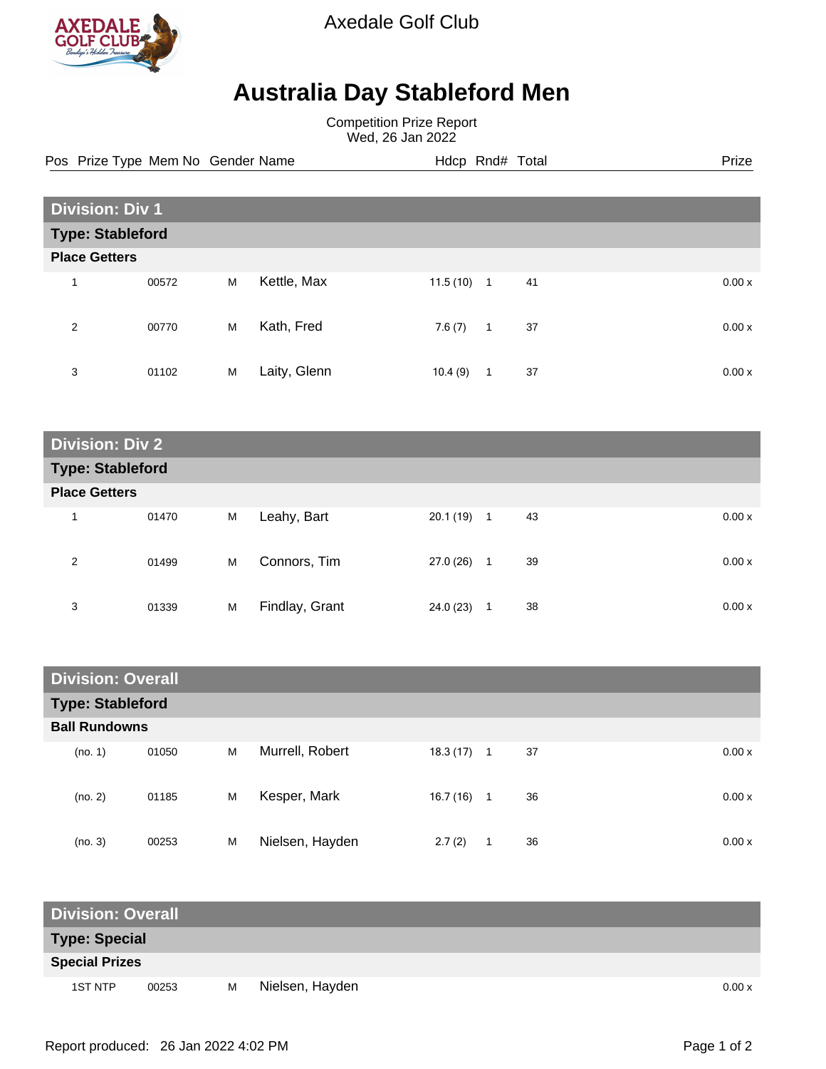Axedale Golf Club

# Australia Day Stableford Men

Competition Prize Report
Wed, 26 Jan 2022

| Pos | Prize Type | Mem No | Gender | Name | Hdcp | Rnd# | Total | Prize |
|---|---|---|---|---|---|---|---|---|
| **Division: Div 1** | | | | | | | | |
| **Type: Stableford** | | | | | | | | |
| **Place Getters** | | | | | | | | |
| 1 | | 00572 | M | Kettle, Max | 11.5 (10) | 1 | 41 | 0.00 x |
| 2 | | 00770 | M | Kath, Fred | 7.6 (7) | 1 | 37 | 0.00 x |
| 3 | | 01102 | M | Laity, Glenn | 10.4 (9) | 1 | 37 | 0.00 x |
| **Division: Div 2** | | | | | | | | |
| **Type: Stableford** | | | | | | | | |
| **Place Getters** | | | | | | | | |
| 1 | | 01470 | M | Leahy, Bart | 20.1 (19) | 1 | 43 | 0.00 x |
| 2 | | 01499 | M | Connors, Tim | 27.0 (26) | 1 | 39 | 0.00 x |
| 3 | | 01339 | M | Findlay, Grant | 24.0 (23) | 1 | 38 | 0.00 x |
| **Division: Overall** | | | | | | | | |
| **Type: Stableford** | | | | | | | | |
| **Ball Rundowns** | | | | | | | | |
| (no. 1) | | 01050 | M | Murrell, Robert | 18.3 (17) | 1 | 37 | 0.00 x |
| (no. 2) | | 01185 | M | Kesper, Mark | 16.7 (16) | 1 | 36 | 0.00 x |
| (no. 3) | | 00253 | M | Nielsen, Hayden | 2.7 (2) | 1 | 36 | 0.00 x |
| **Division: Overall** | | | | | | | | |
| **Type: Special** | | | | | | | | |
| **Special Prizes** | | | | | | | | |
| | 1ST NTP | 00253 | M | Nielsen, Hayden | | | | 0.00 x |

Report produced: 26 Jan 2022 4:02 PM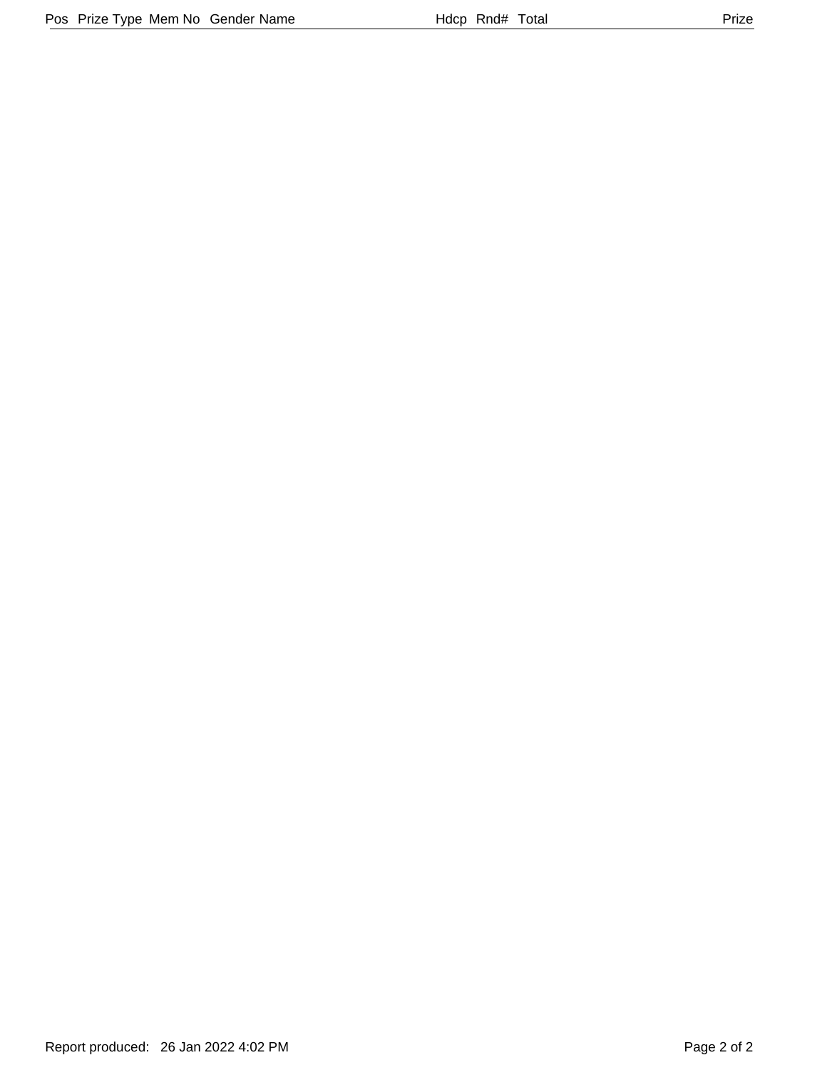| Pos | Prize Type | Mem No | Gender | Name | Hdcp | Rnd# | Total | Prize |
|---|---|---|---|---|---|---|---|---|

Report produced: 26 Jan 2022 4:02 PM